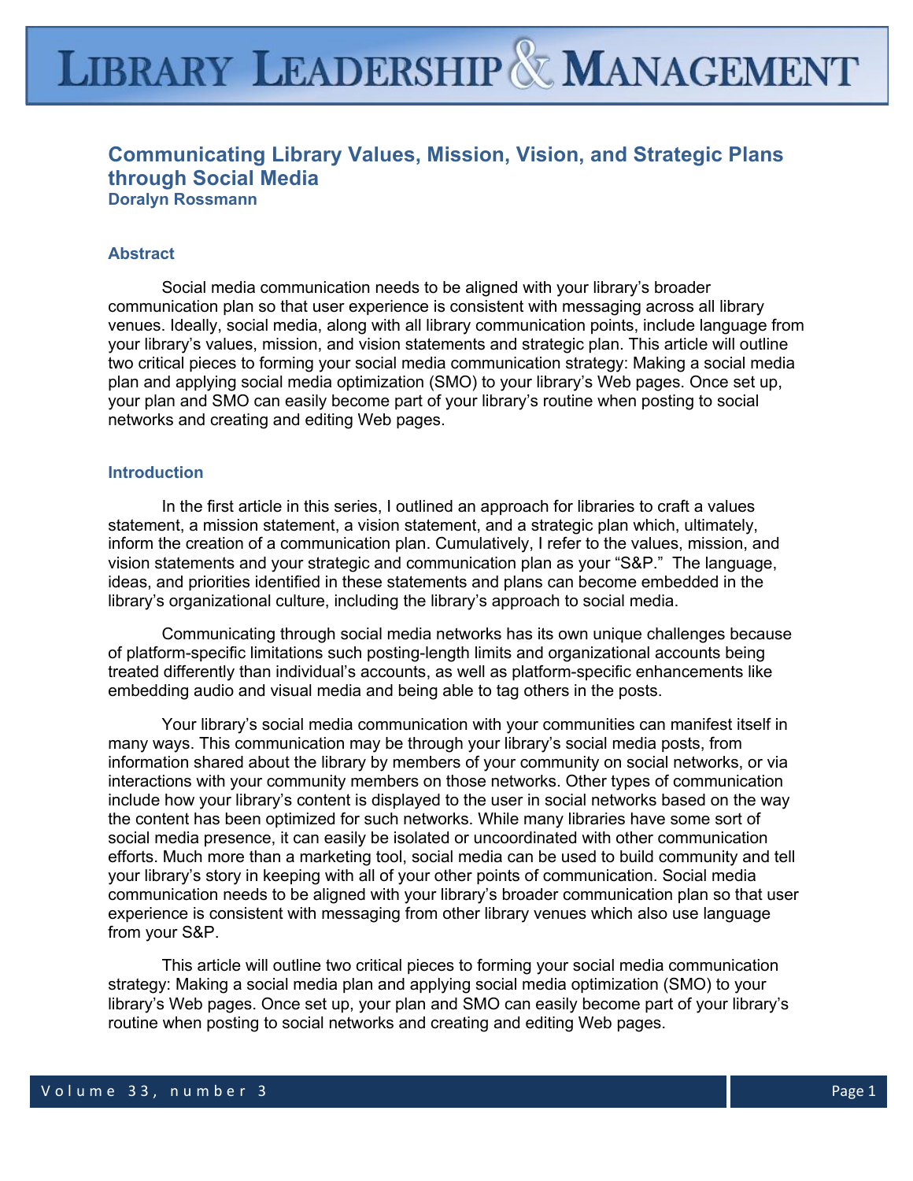# Communicating Library Values, Mission, Vision, and Strategic Plans through Social Media

**Doralyn Rossmann**

## Abstract

Social media communication needs to be aligned with your library's broader communication plan so that user experience is consistent with messaging across all library venues. Ideally, social media, along with all library communication points, include language from your library's values, mission, and vision statements and strategic plan. This article will outline two critical pieces to forming your social media communication strategy: Making a social media plan and applying social media optimization (SMO) to your library's Web pages. Once set up, your plan and SMO can easily become part of your library's routine when posting to social networks and creating and editing Web pages.

## Introduction

In the first article in this series, I outlined an approach for libraries to craft a values statement, a mission statement, a vision statement, and a strategic plan which, ultimately, inform the creation of a communication plan. Cumulatively, I refer to the values, mission, and vision statements and your strategic and communication plan as your "S&P." The language, ideas, and priorities identified in these statements and plans can become embedded in the library's organizational culture, including the library's approach to social media.

Communicating through social media networks has its own unique challenges because of platform-specific limitations such posting-length limits and organizational accounts being treated differently than individual's accounts, as well as platform-specific enhancements like embedding audio and visual media and being able to tag others in the posts.

Your library's social media communication with your communities can manifest itself in many ways. This communication may be through your library's social media posts, from information shared about the library by members of your community on social networks, or via interactions with your community members on those networks. Other types of communication include how your library's content is displayed to the user in social networks based on the way the content has been optimized for such networks. While many libraries have some sort of social media presence, it can easily be isolated or uncoordinated with other communication efforts. Much more than a marketing tool, social media can be used to build community and tell your library's story in keeping with all of your other points of communication. Social media communication needs to be aligned with your library's broader communication plan so that user experience is consistent with messaging from other library venues which also use language from your S&P.

This article will outline two critical pieces to forming your social media communication strategy: Making a social media plan and applying social media optimization (SMO) to your library's Web pages. Once set up, your plan and SMO can easily become part of your library's routine when posting to social networks and creating and editing Web pages.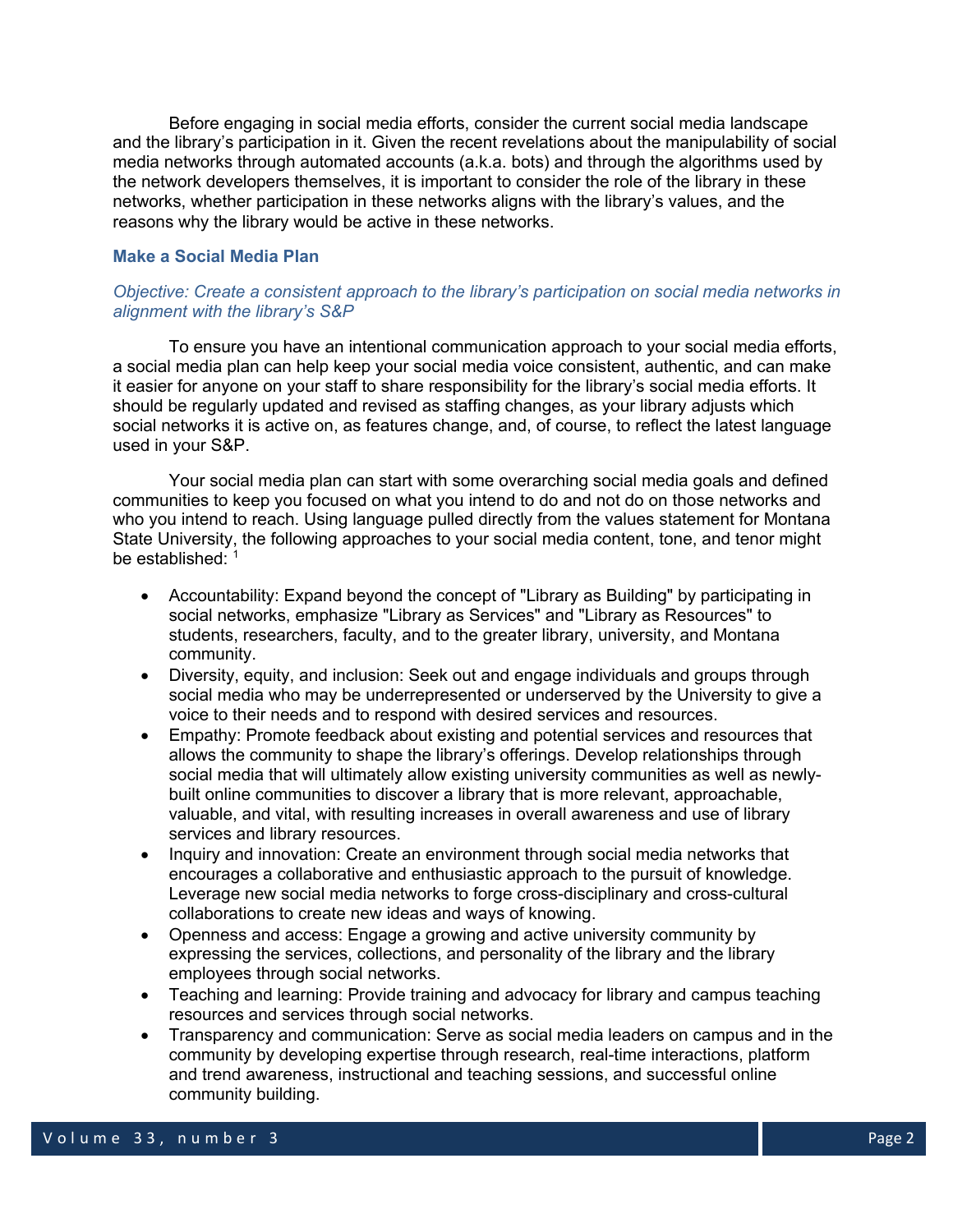Before engaging in social media efforts, consider the current social media landscape and the library's participation in it. Given the recent revelations about the manipulability of social media networks through automated accounts (a.k.a. bots) and through the algorithms used by the network developers themselves, it is important to consider the role of the library in these networks, whether participation in these networks aligns with the library's values, and the reasons why the library would be active in these networks.

### Make a Social Media Plan

*Objective: Create a consistent approach to the library's participation on social media networks in alignment with the library's S&P*

To ensure you have an intentional communication approach to your social media efforts, a social media plan can help keep your social media voice consistent, authentic, and can make it easier for anyone on your staff to share responsibility for the library's social media efforts. It should be regularly updated and revised as staffing changes, as your library adjusts which social networks it is active on, as features change, and, of course, to reflect the latest language used in your S&P.

Your social media plan can start with some overarching social media goals and defined communities to keep you focused on what you intend to do and not do on those networks and who you intend to reach. Using language pulled directly from the values statement for Montana State University, the following approaches to your social media content, tone, and tenor might be established: [1]

- Accountability: Expand beyond the concept of "Library as Building" by participating in social networks, emphasize "Library as Services" and "Library as Resources" to students, researchers, faculty, and to the greater library, university, and Montana community.
- Diversity, equity, and inclusion: Seek out and engage individuals and groups through social media who may be underrepresented or underserved by the University to give a voice to their needs and to respond with desired services and resources.
- Empathy: Promote feedback about existing and potential services and resources that allows the community to shape the library's offerings. Develop relationships through social media that will ultimately allow existing university communities as well as newly-built online communities to discover a library that is more relevant, approachable, valuable, and vital, with resulting increases in overall awareness and use of library services and library resources.
- Inquiry and innovation: Create an environment through social media networks that encourages a collaborative and enthusiastic approach to the pursuit of knowledge. Leverage new social media networks to forge cross-disciplinary and cross-cultural collaborations to create new ideas and ways of knowing.
- Openness and access: Engage a growing and active university community by expressing the services, collections, and personality of the library and the library employees through social networks.
- Teaching and learning: Provide training and advocacy for library and campus teaching resources and services through social networks.
- Transparency and communication: Serve as social media leaders on campus and in the community by developing expertise through research, real-time interactions, platform and trend awareness, instructional and teaching sessions, and successful online community building.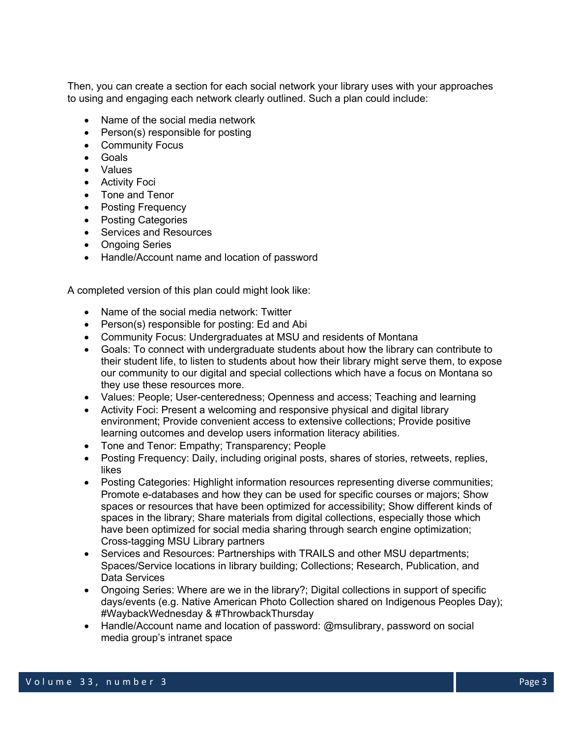Then, you can create a section for each social network your library uses with your approaches to using and engaging each network clearly outlined. Such a plan could include:

- Name of the social media network
- Person(s) responsible for posting
- Community Focus
- Goals
- Values
- Activity Foci
- Tone and Tenor
- Posting Frequency
- Posting Categories
- Services and Resources
- Ongoing Series
- Handle/Account name and location of password

A completed version of this plan could might look like:

- Name of the social media network: Twitter
- Person(s) responsible for posting: Ed and Abi
- Community Focus: Undergraduates at MSU and residents of Montana
- Goals: To connect with undergraduate students about how the library can contribute to their student life, to listen to students about how their library might serve them, to expose our community to our digital and special collections which have a focus on Montana so they use these resources more.
- Values: People; User-centeredness; Openness and access; Teaching and learning
- Activity Foci: Present a welcoming and responsive physical and digital library environment; Provide convenient access to extensive collections; Provide positive learning outcomes and develop users information literacy abilities.
- Tone and Tenor: Empathy; Transparency; People
- Posting Frequency: Daily, including original posts, shares of stories, retweets, replies, likes
- Posting Categories: Highlight information resources representing diverse communities; Promote e-databases and how they can be used for specific courses or majors; Show spaces or resources that have been optimized for accessibility; Show different kinds of spaces in the library; Share materials from digital collections, especially those which have been optimized for social media sharing through search engine optimization; Cross-tagging MSU Library partners
- Services and Resources: Partnerships with TRAILS and other MSU departments; Spaces/Service locations in library building; Collections; Research, Publication, and Data Services
- Ongoing Series: Where are we in the library?; Digital collections in support of specific days/events (e.g. Native American Photo Collection shared on Indigenous Peoples Day); #WaybackWednesday & #ThrowbackThursday
- Handle/Account name and location of password: @msulibrary, password on social media group's intranet space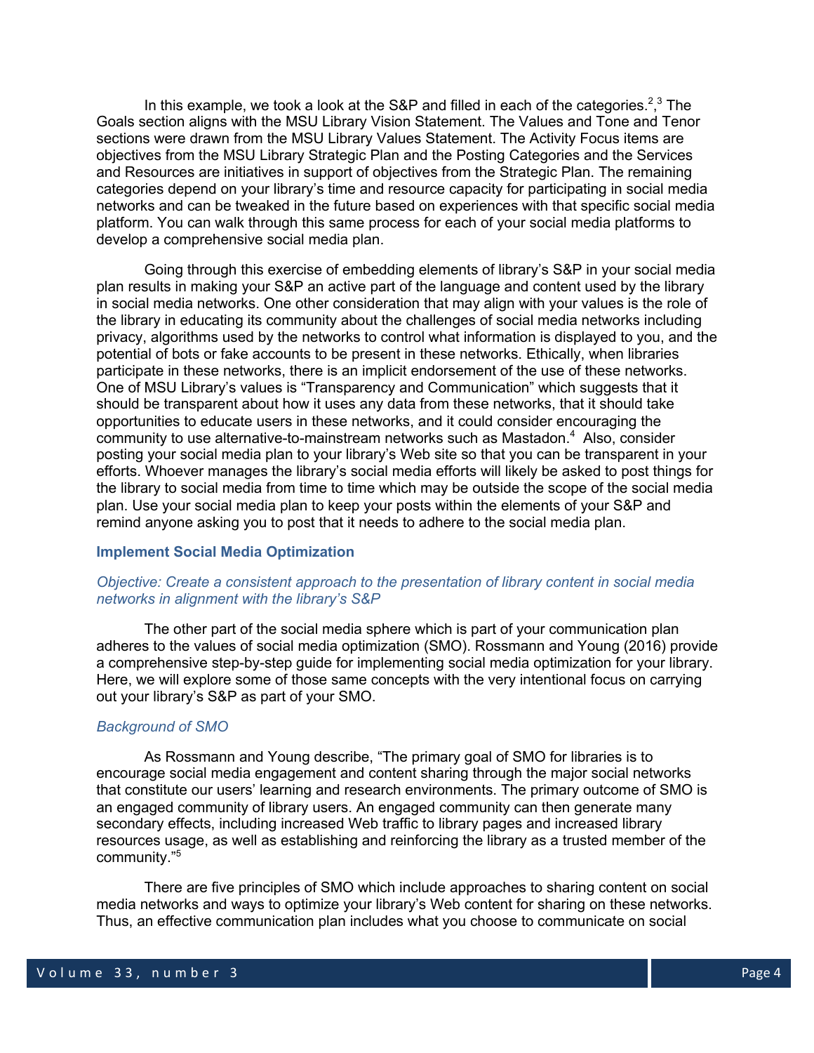In this example, we took a look at the S&P and filled in each of the categories.[2],[3] The Goals section aligns with the MSU Library Vision Statement. The Values and Tone and Tenor sections were drawn from the MSU Library Values Statement. The Activity Focus items are objectives from the MSU Library Strategic Plan and the Posting Categories and the Services and Resources are initiatives in support of objectives from the Strategic Plan. The remaining categories depend on your library's time and resource capacity for participating in social media networks and can be tweaked in the future based on experiences with that specific social media platform. You can walk through this same process for each of your social media platforms to develop a comprehensive social media plan.

Going through this exercise of embedding elements of library's S&P in your social media plan results in making your S&P an active part of the language and content used by the library in social media networks. One other consideration that may align with your values is the role of the library in educating its community about the challenges of social media networks including privacy, algorithms used by the networks to control what information is displayed to you, and the potential of bots or fake accounts to be present in these networks. Ethically, when libraries participate in these networks, there is an implicit endorsement of the use of these networks. One of MSU Library's values is "Transparency and Communication" which suggests that it should be transparent about how it uses any data from these networks, that it should take opportunities to educate users in these networks, and it could consider encouraging the community to use alternative-to-mainstream networks such as Mastadon.[4] Also, consider posting your social media plan to your library's Web site so that you can be transparent in your efforts. Whoever manages the library's social media efforts will likely be asked to post things for the library to social media from time to time which may be outside the scope of the social media plan. Use your social media plan to keep your posts within the elements of your S&P and remind anyone asking you to post that it needs to adhere to the social media plan.

### Implement Social Media Optimization

*Objective: Create a consistent approach to the presentation of library content in social media networks in alignment with the library's S&P*

The other part of the social media sphere which is part of your communication plan adheres to the values of social media optimization (SMO). Rossmann and Young (2016) provide a comprehensive step-by-step guide for implementing social media optimization for your library. Here, we will explore some of those same concepts with the very intentional focus on carrying out your library's S&P as part of your SMO.

#### *Background of SMO*

As Rossmann and Young describe, "The primary goal of SMO for libraries is to encourage social media engagement and content sharing through the major social networks that constitute our users' learning and research environments. The primary outcome of SMO is an engaged community of library users. An engaged community can then generate many secondary effects, including increased Web traffic to library pages and increased library resources usage, as well as establishing and reinforcing the library as a trusted member of the community."[5]

There are five principles of SMO which include approaches to sharing content on social media networks and ways to optimize your library's Web content for sharing on these networks. Thus, an effective communication plan includes what you choose to communicate on social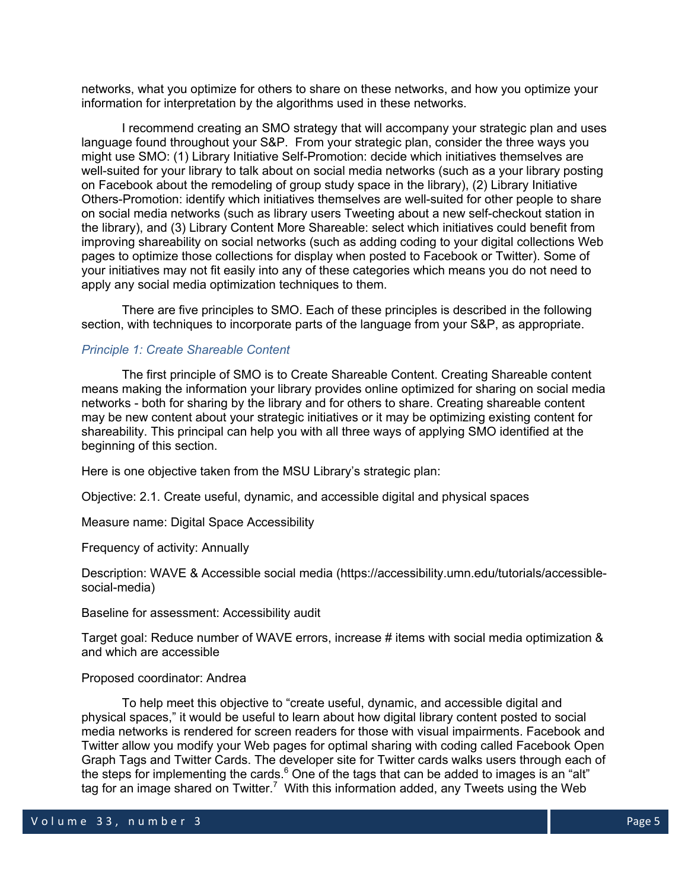networks, what you optimize for others to share on these networks, and how you optimize your information for interpretation by the algorithms used in these networks.

I recommend creating an SMO strategy that will accompany your strategic plan and uses language found throughout your S&P. From your strategic plan, consider the three ways you might use SMO: (1) Library Initiative Self-Promotion: decide which initiatives themselves are well-suited for your library to talk about on social media networks (such as a your library posting on Facebook about the remodeling of group study space in the library), (2) Library Initiative Others-Promotion: identify which initiatives themselves are well-suited for other people to share on social media networks (such as library users Tweeting about a new self-checkout station in the library), and (3) Library Content More Shareable: select which initiatives could benefit from improving shareability on social networks (such as adding coding to your digital collections Web pages to optimize those collections for display when posted to Facebook or Twitter). Some of your initiatives may not fit easily into any of these categories which means you do not need to apply any social media optimization techniques to them.

There are five principles to SMO. Each of these principles is described in the following section, with techniques to incorporate parts of the language from your S&P, as appropriate.

### *Principle 1: Create Shareable Content*

The first principle of SMO is to Create Shareable Content. Creating Shareable content means making the information your library provides online optimized for sharing on social media networks - both for sharing by the library and for others to share. Creating shareable content may be new content about your strategic initiatives or it may be optimizing existing content for shareability. This principal can help you with all three ways of applying SMO identified at the beginning of this section.

Here is one objective taken from the MSU Library's strategic plan:

Objective: 2.1. Create useful, dynamic, and accessible digital and physical spaces

Measure name: Digital Space Accessibility

Frequency of activity: Annually

Description: WAVE & Accessible social media (https://accessibility.umn.edu/tutorials/accessible-social-media)

Baseline for assessment: Accessibility audit

Target goal: Reduce number of WAVE errors, increase # items with social media optimization & and which are accessible

Proposed coordinator: Andrea

To help meet this objective to "create useful, dynamic, and accessible digital and physical spaces," it would be useful to learn about how digital library content posted to social media networks is rendered for screen readers for those with visual impairments. Facebook and Twitter allow you modify your Web pages for optimal sharing with coding called Facebook Open Graph Tags and Twitter Cards. The developer site for Twitter cards walks users through each of the steps for implementing the cards.[6] One of the tags that can be added to images is an "alt" tag for an image shared on Twitter.[7] With this information added, any Tweets using the Web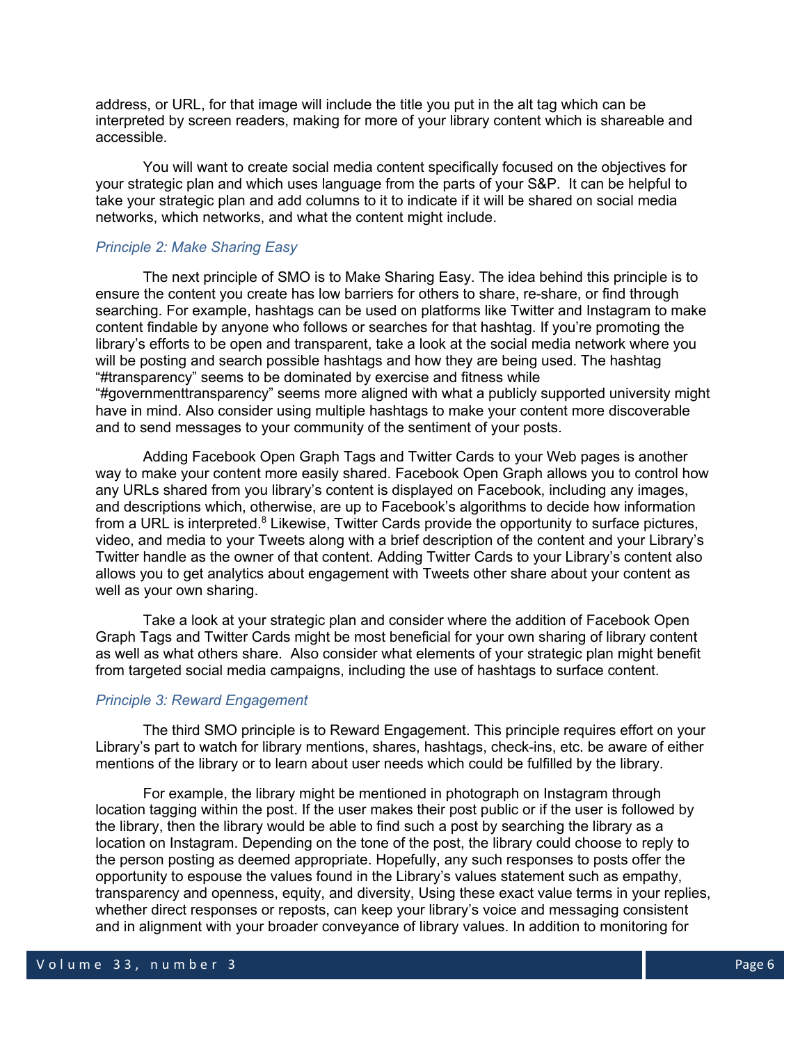address, or URL, for that image will include the title you put in the alt tag which can be interpreted by screen readers, making for more of your library content which is shareable and accessible.

You will want to create social media content specifically focused on the objectives for your strategic plan and which uses language from the parts of your S&P. It can be helpful to take your strategic plan and add columns to it to indicate if it will be shared on social media networks, which networks, and what the content might include.

### *Principle 2: Make Sharing Easy*

The next principle of SMO is to Make Sharing Easy. The idea behind this principle is to ensure the content you create has low barriers for others to share, re-share, or find through searching. For example, hashtags can be used on platforms like Twitter and Instagram to make content findable by anyone who follows or searches for that hashtag. If you're promoting the library's efforts to be open and transparent, take a look at the social media network where you will be posting and search possible hashtags and how they are being used. The hashtag "#transparency" seems to be dominated by exercise and fitness while "#governmenttransparency" seems more aligned with what a publicly supported university might have in mind. Also consider using multiple hashtags to make your content more discoverable and to send messages to your community of the sentiment of your posts.

Adding Facebook Open Graph Tags and Twitter Cards to your Web pages is another way to make your content more easily shared. Facebook Open Graph allows you to control how any URLs shared from you library's content is displayed on Facebook, including any images, and descriptions which, otherwise, are up to Facebook's algorithms to decide how information from a URL is interpreted.[8] Likewise, Twitter Cards provide the opportunity to surface pictures, video, and media to your Tweets along with a brief description of the content and your Library's Twitter handle as the owner of that content. Adding Twitter Cards to your Library's content also allows you to get analytics about engagement with Tweets other share about your content as well as your own sharing.

Take a look at your strategic plan and consider where the addition of Facebook Open Graph Tags and Twitter Cards might be most beneficial for your own sharing of library content as well as what others share. Also consider what elements of your strategic plan might benefit from targeted social media campaigns, including the use of hashtags to surface content.

### *Principle 3: Reward Engagement*

The third SMO principle is to Reward Engagement. This principle requires effort on your Library's part to watch for library mentions, shares, hashtags, check-ins, etc. be aware of either mentions of the library or to learn about user needs which could be fulfilled by the library.

For example, the library might be mentioned in photograph on Instagram through location tagging within the post. If the user makes their post public or if the user is followed by the library, then the library would be able to find such a post by searching the library as a location on Instagram. Depending on the tone of the post, the library could choose to reply to the person posting as deemed appropriate. Hopefully, any such responses to posts offer the opportunity to espouse the values found in the Library's values statement such as empathy, transparency and openness, equity, and diversity, Using these exact value terms in your replies, whether direct responses or reposts, can keep your library's voice and messaging consistent and in alignment with your broader conveyance of library values. In addition to monitoring for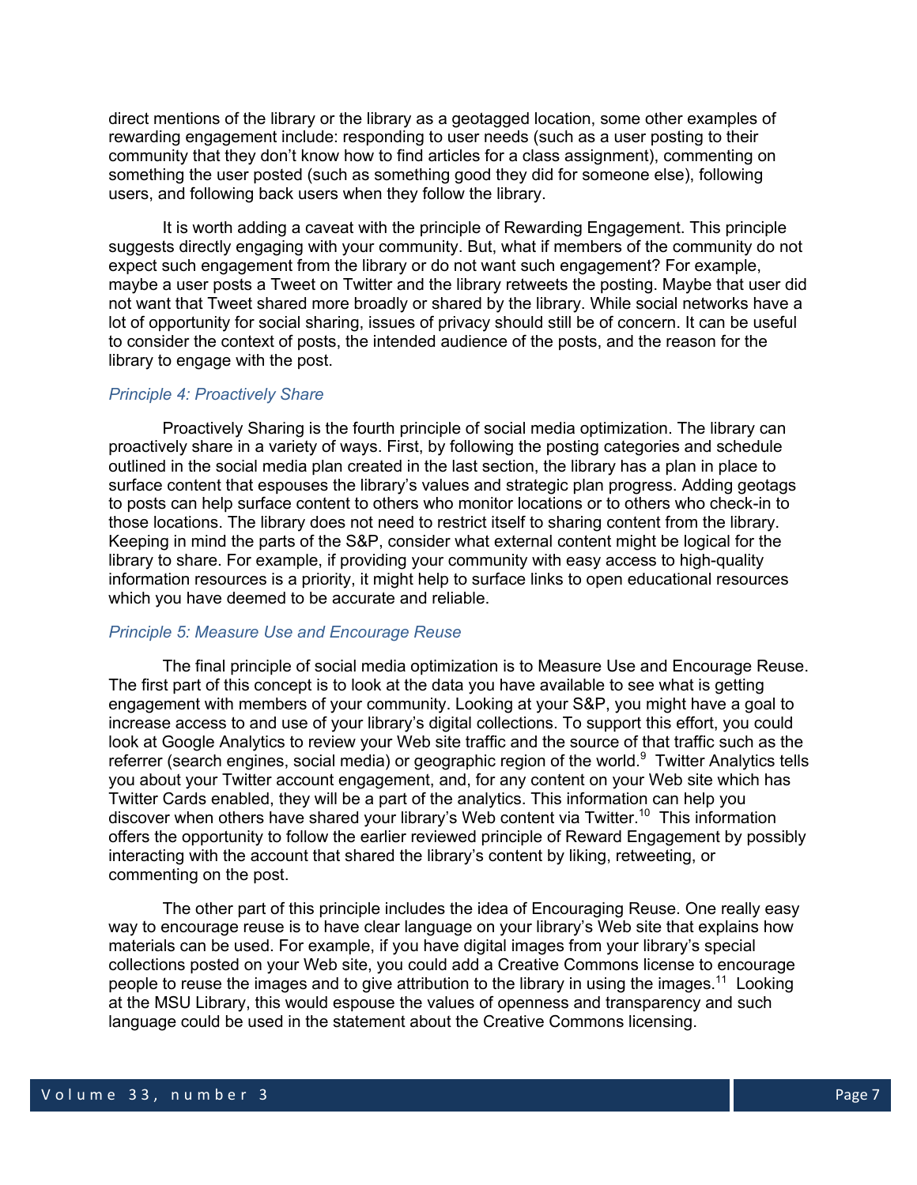direct mentions of the library or the library as a geotagged location, some other examples of rewarding engagement include: responding to user needs (such as a user posting to their community that they don't know how to find articles for a class assignment), commenting on something the user posted (such as something good they did for someone else), following users, and following back users when they follow the library.

It is worth adding a caveat with the principle of Rewarding Engagement. This principle suggests directly engaging with your community. But, what if members of the community do not expect such engagement from the library or do not want such engagement? For example, maybe a user posts a Tweet on Twitter and the library retweets the posting. Maybe that user did not want that Tweet shared more broadly or shared by the library. While social networks have a lot of opportunity for social sharing, issues of privacy should still be of concern. It can be useful to consider the context of posts, the intended audience of the posts, and the reason for the library to engage with the post.

### *Principle 4: Proactively Share*

Proactively Sharing is the fourth principle of social media optimization. The library can proactively share in a variety of ways. First, by following the posting categories and schedule outlined in the social media plan created in the last section, the library has a plan in place to surface content that espouses the library's values and strategic plan progress. Adding geotags to posts can help surface content to others who monitor locations or to others who check-in to those locations. The library does not need to restrict itself to sharing content from the library. Keeping in mind the parts of the S&P, consider what external content might be logical for the library to share. For example, if providing your community with easy access to high-quality information resources is a priority, it might help to surface links to open educational resources which you have deemed to be accurate and reliable.

### *Principle 5: Measure Use and Encourage Reuse*

The final principle of social media optimization is to Measure Use and Encourage Reuse. The first part of this concept is to look at the data you have available to see what is getting engagement with members of your community. Looking at your S&P, you might have a goal to increase access to and use of your library's digital collections. To support this effort, you could look at Google Analytics to review your Web site traffic and the source of that traffic such as the referrer (search engines, social media) or geographic region of the world.[9] Twitter Analytics tells you about your Twitter account engagement, and, for any content on your Web site which has Twitter Cards enabled, they will be a part of the analytics. This information can help you discover when others have shared your library's Web content via Twitter.[10] This information offers the opportunity to follow the earlier reviewed principle of Reward Engagement by possibly interacting with the account that shared the library's content by liking, retweeting, or commenting on the post.

The other part of this principle includes the idea of Encouraging Reuse. One really easy way to encourage reuse is to have clear language on your library's Web site that explains how materials can be used. For example, if you have digital images from your library's special collections posted on your Web site, you could add a Creative Commons license to encourage people to reuse the images and to give attribution to the library in using the images.[11] Looking at the MSU Library, this would espouse the values of openness and transparency and such language could be used in the statement about the Creative Commons licensing.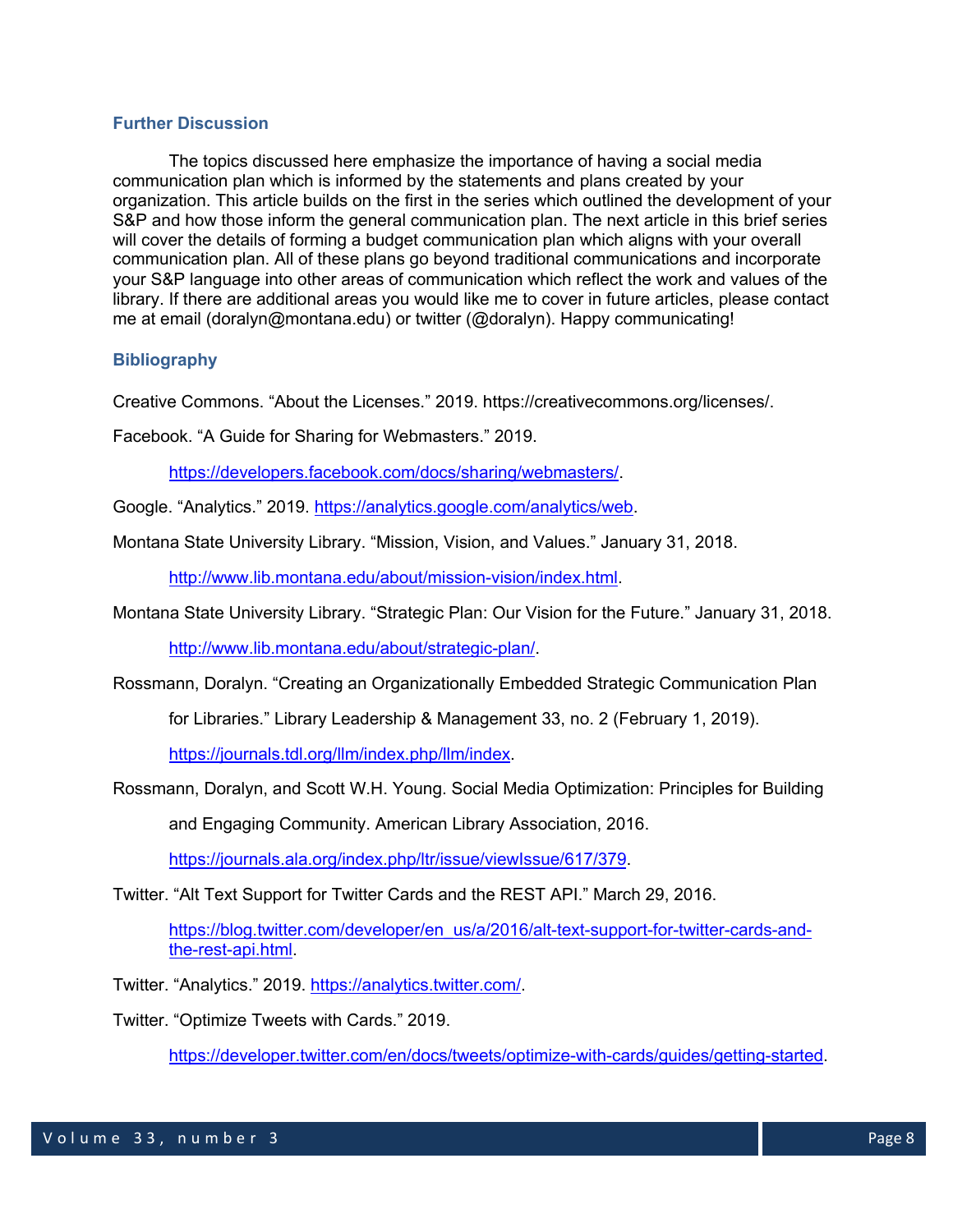## Further Discussion

The topics discussed here emphasize the importance of having a social media communication plan which is informed by the statements and plans created by your organization. This article builds on the first in the series which outlined the development of your S&P and how those inform the general communication plan. The next article in this brief series will cover the details of forming a budget communication plan which aligns with your overall communication plan. All of these plans go beyond traditional communications and incorporate your S&P language into other areas of communication which reflect the work and values of the library. If there are additional areas you would like me to cover in future articles, please contact me at email (doralyn@montana.edu) or twitter (@doralyn). Happy communicating!

## Bibliography

Creative Commons. "About the Licenses." 2019. https://creativecommons.org/licenses/.

Facebook. "A Guide for Sharing for Webmasters." 2019. https://developers.facebook.com/docs/sharing/webmasters/.

Google. "Analytics." 2019. https://analytics.google.com/analytics/web.

Montana State University Library. "Mission, Vision, and Values." January 31, 2018. http://www.lib.montana.edu/about/mission-vision/index.html.

Montana State University Library. "Strategic Plan: Our Vision for the Future." January 31, 2018. http://www.lib.montana.edu/about/strategic-plan/.

Rossmann, Doralyn. "Creating an Organizationally Embedded Strategic Communication Plan for Libraries." Library Leadership & Management 33, no. 2 (February 1, 2019). https://journals.tdl.org/llm/index.php/llm/index.

Rossmann, Doralyn, and Scott W.H. Young. Social Media Optimization: Principles for Building and Engaging Community. American Library Association, 2016. https://journals.ala.org/index.php/ltr/issue/viewIssue/617/379.

Twitter. "Alt Text Support for Twitter Cards and the REST API." March 29, 2016. https://blog.twitter.com/developer/en_us/a/2016/alt-text-support-for-twitter-cards-and-the-rest-api.html.

Twitter. "Analytics." 2019. https://analytics.twitter.com/.

Twitter. "Optimize Tweets with Cards." 2019. https://developer.twitter.com/en/docs/tweets/optimize-with-cards/guides/getting-started.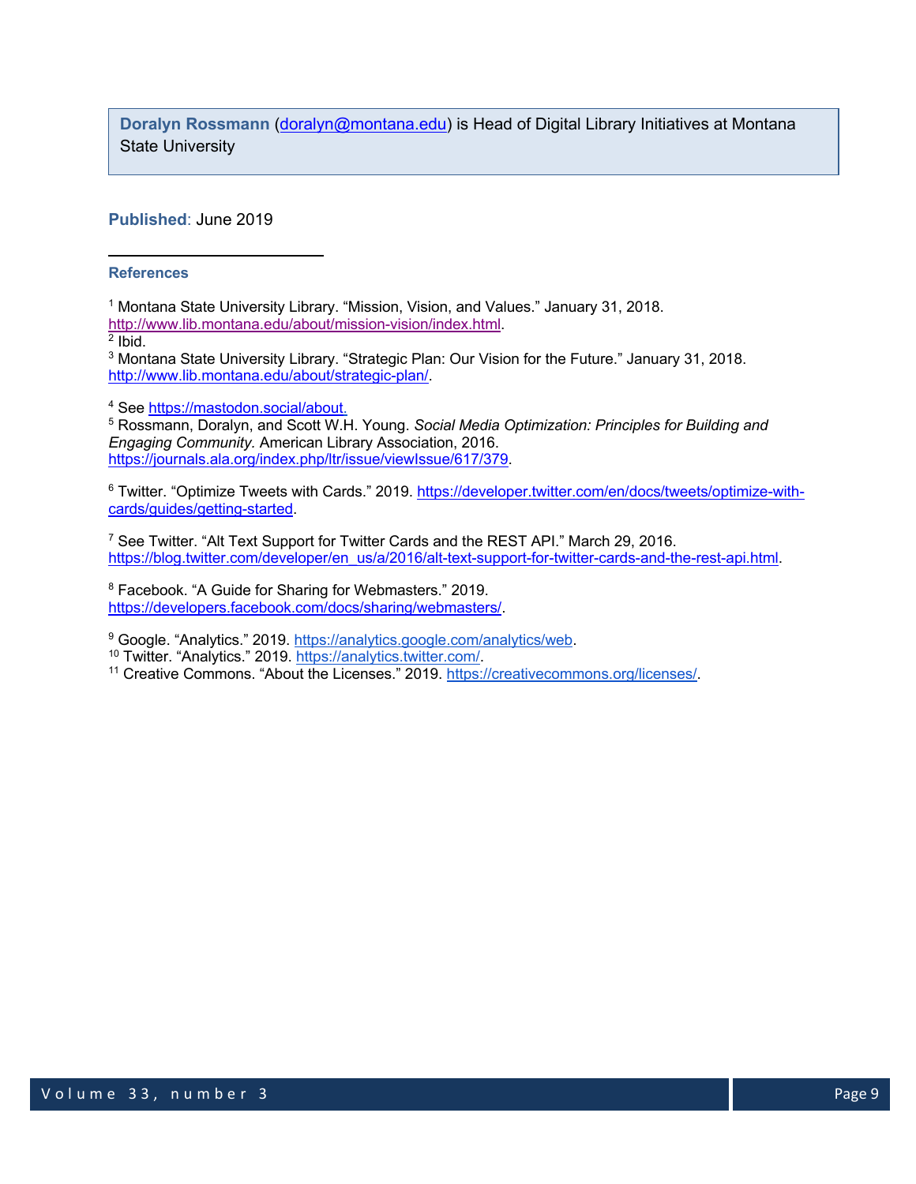**Doralyn Rossmann** (doralyn@montana.edu) is Head of Digital Library Initiatives at Montana State University

**Published**: June 2019

---

**References**

[1] Montana State University Library. "Mission, Vision, and Values." January 31, 2018. http://www.lib.montana.edu/about/mission-vision/index.html.

[2] Ibid.

[3] Montana State University Library. "Strategic Plan: Our Vision for the Future." January 31, 2018. http://www.lib.montana.edu/about/strategic-plan/.

[4] See https://mastodon.social/about.

[5] Rossmann, Doralyn, and Scott W.H. Young. *Social Media Optimization: Principles for Building and Engaging Community.* American Library Association, 2016. https://journals.ala.org/index.php/ltr/issue/viewIssue/617/379.

[6] Twitter. "Optimize Tweets with Cards." 2019. https://developer.twitter.com/en/docs/tweets/optimize-with-cards/guides/getting-started.

[7] See Twitter. "Alt Text Support for Twitter Cards and the REST API." March 29, 2016. https://blog.twitter.com/developer/en_us/a/2016/alt-text-support-for-twitter-cards-and-the-rest-api.html.

[8] Facebook. "A Guide for Sharing for Webmasters." 2019. https://developers.facebook.com/docs/sharing/webmasters/.

[9] Google. "Analytics." 2019. https://analytics.google.com/analytics/web.

[10] Twitter. "Analytics." 2019. https://analytics.twitter.com/.

[11] Creative Commons. "About the Licenses." 2019. https://creativecommons.org/licenses/.